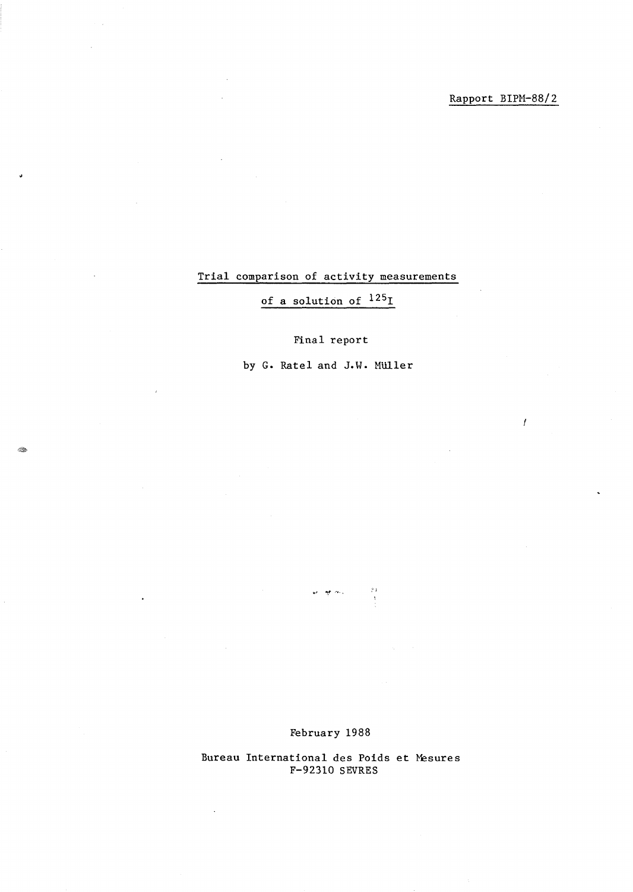Rapport BIPM-88/2

# Trial comparison of activity measurements of a solution of $^{125}I$

Final report

by G. Ratel and J.W. Müller

February 1988

Bureau International des Poids et Mesures
F-92310 SEVRES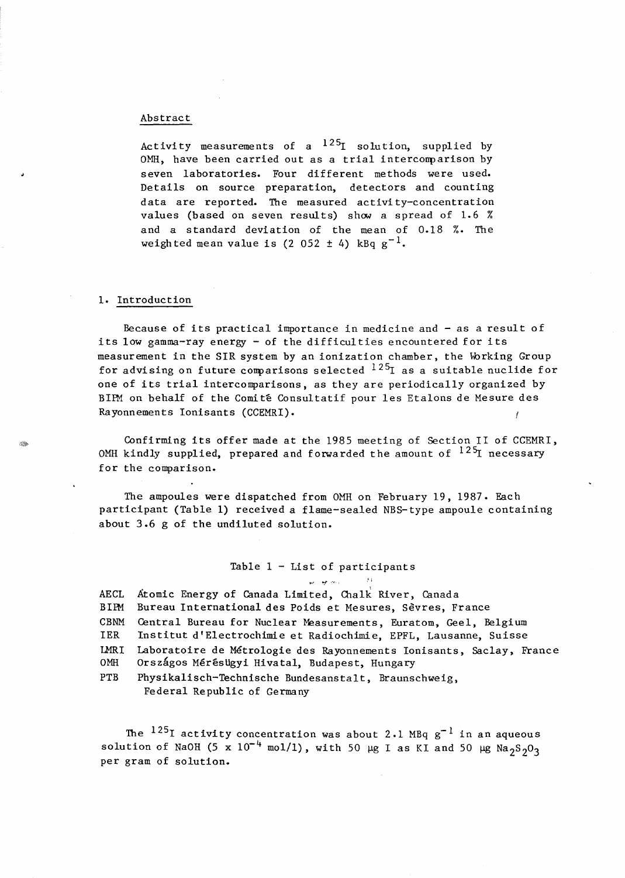## Abstract

Activity measurements of a $^{125}I$ solution, supplied by OMH, have been carried out as a trial intercomparison by seven laboratories. Four different methods were used. Details on source preparation, detectors and counting data are reported. The measured activity-concentration values (based on seven results) show a spread of 1.6 % and a standard deviation of the mean of 0.18 %. The weighted mean value is (2 052 ± 4) kBq $g^{-1}$.

## 1. Introduction

Because of its practical importance in medicine and - as a result of its low gamma-ray energy - of the difficulties encountered for its measurement in the SIR system by an ionization chamber, the Working Group for advising on future comparisons selected $^{125}I$ as a suitable nuclide for one of its trial intercomparisons, as they are periodically organized by BIPM on behalf of the Comité Consultatif pour les Etalons de Mesure des Rayonnements Ionisants (CCEMRI).

Confirming its offer made at the 1985 meeting of Section II of CCEMRI, OMH kindly supplied, prepared and forwarded the amount of $^{125}I$ necessary for the comparison.

The ampoules were dispatched from OMH on February 19, 1987. Each participant (Table 1) received a flame-sealed NBS-type ampoule containing about 3.6 g of the undiluted solution.

Table 1 - List of participants

| | |
|---|---|
| AECL | Atomic Energy of Canada Limited, Chalk River, Canada |
| BIPM | Bureau International des Poids et Mesures, Sèvres, France |
| CBNM | Central Bureau for Nuclear Measurements, Euratom, Geel, Belgium |
| IER | Institut d'Electrochimie et Radiochimie, EPFL, Lausanne, Suisse |
| LMRI | Laboratoire de Métrologie des Rayonnements Ionisants, Saclay, France |
| OMH | Országos Mérésügyi Hivatal, Budapest, Hungary |
| PTB | Physikalisch-Technische Bundesanstalt, Braunschweig, Federal Republic of Germany |

The $^{125}I$ activity concentration was about 2.1 MBq $g^{-1}$ in an aqueous solution of NaOH ($5 \times 10^{-4}$ mol/l), with 50 µg I as KI and 50 µg $Na_2S_2O_3$ per gram of solution.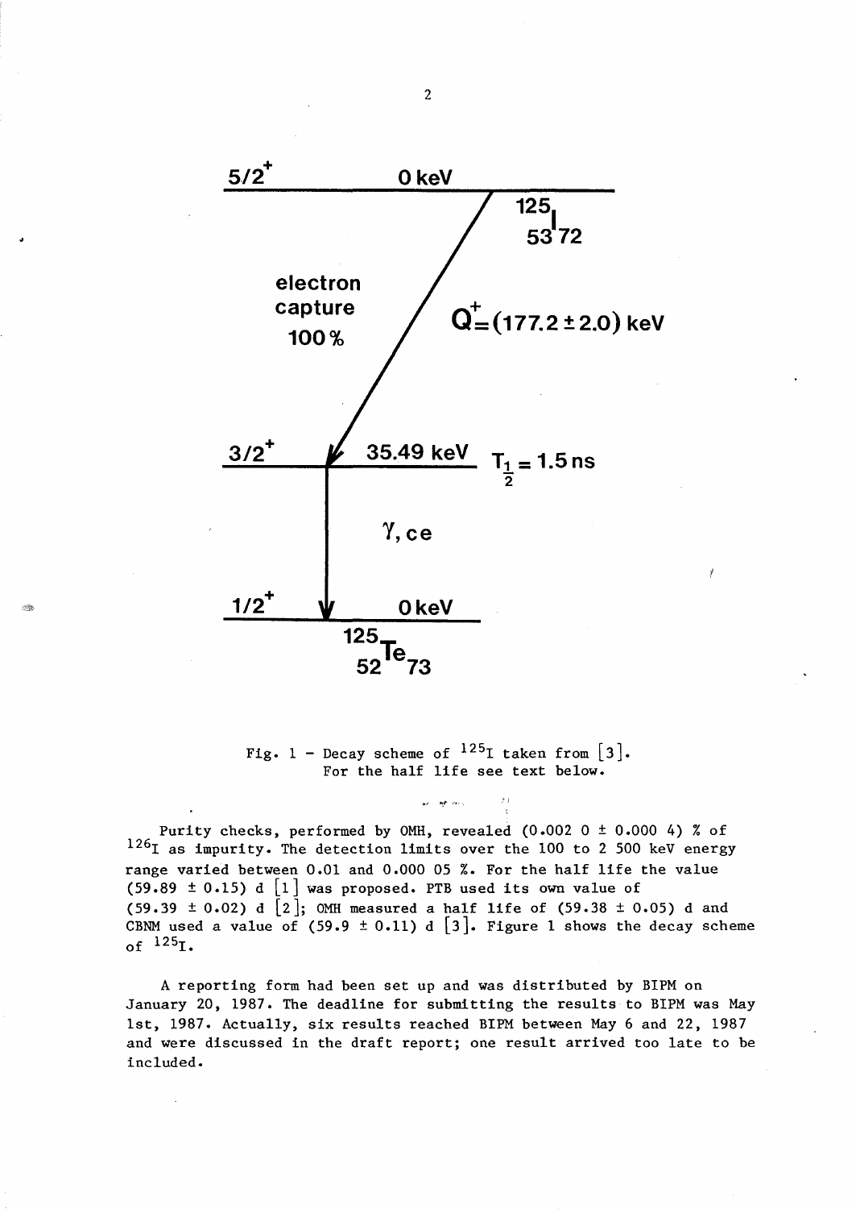Fig. 1 - Decay scheme of $^{125}I$ taken from [3]. For the half life see text below.

Purity checks, performed by OMH, revealed (0.002 0 ± 0.000 4) % of $^{126}I$ as impurity. The detection limits over the 100 to 2 500 keV energy range varied between 0.01 and 0.000 05 %. For the half life the value (59.89 ± 0.15) d [1] was proposed. PTB used its own value of (59.39 ± 0.02) d [2]; OMH measured a half life of (59.38 ± 0.05) d and CBNM used a value of (59.9 ± 0.11) d [3]. Figure 1 shows the decay scheme of $^{125}I$.

A reporting form had been set up and was distributed by BIPM on January 20, 1987. The deadline for submitting the results to BIPM was May 1st, 1987. Actually, six results reached BIPM between May 6 and 22, 1987 and were discussed in the draft report; one result arrived too late to be included.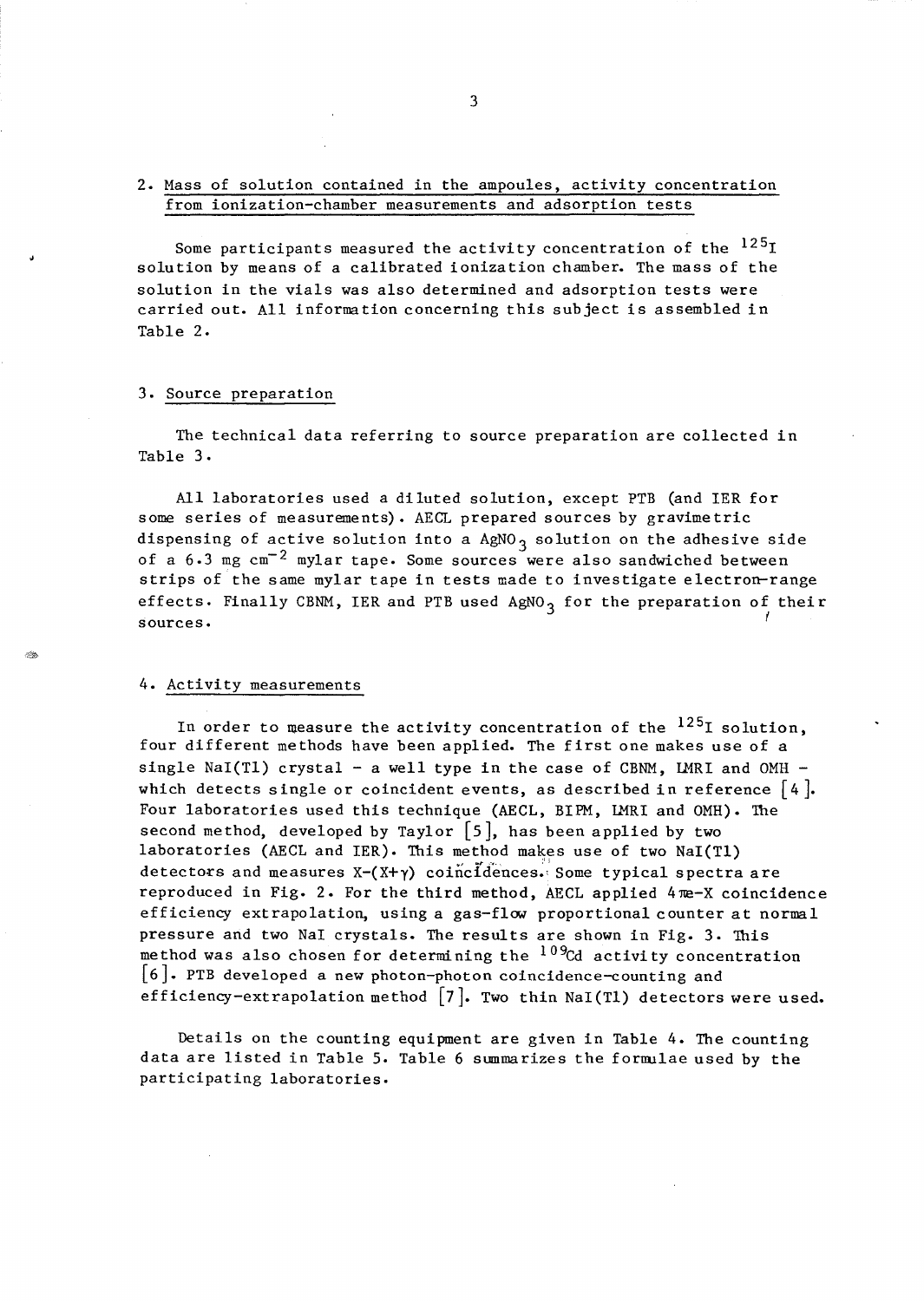## 2. Mass of solution contained in the ampoules, activity concentration from ionization-chamber measurements and adsorption tests

Some participants measured the activity concentration of the $^{125}I$ solution by means of a calibrated ionization chamber. The mass of the solution in the vials was also determined and adsorption tests were carried out. All information concerning this subject is assembled in Table 2.

## 3. Source preparation

The technical data referring to source preparation are collected in Table 3.

All laboratories used a diluted solution, except PTB (and IER for some series of measurements). AECL prepared sources by gravimetric dispensing of active solution into a $AgNO_3$ solution on the adhesive side of a 6.3 mg cm$^{-2}$ mylar tape. Some sources were also sandwiched between strips of the same mylar tape in tests made to investigate electron-range effects. Finally CBNM, IER and PTB used $AgNO_3$ for the preparation of their sources.

## 4. Activity measurements

In order to measure the activity concentration of the $^{125}I$ solution, four different methods have been applied. The first one makes use of a single NaI(Tl) crystal – a well type in the case of CBNM, LMRI and OMH – which detects single or coincident events, as described in reference [4]. Four laboratories used this technique (AECL, BIPM, LMRI and OMH). The second method, developed by Taylor [5], has been applied by two laboratories (AECL and IER). This method makes use of two NaI(Tl) detectors and measures X-(X+γ) coincidences. Some typical spectra are reproduced in Fig. 2. For the third method, AECL applied 4πe-X coincidence efficiency extrapolation, using a gas-flow proportional counter at normal pressure and two NaI crystals. The results are shown in Fig. 3. This method was also chosen for determining the $^{109}Cd$ activity concentration [6]. PTB developed a new photon-photon coincidence-counting and efficiency-extrapolation method [7]. Two thin NaI(Tl) detectors were used.

Details on the counting equipment are given in Table 4. The counting data are listed in Table 5. Table 6 summarizes the formulae used by the participating laboratories.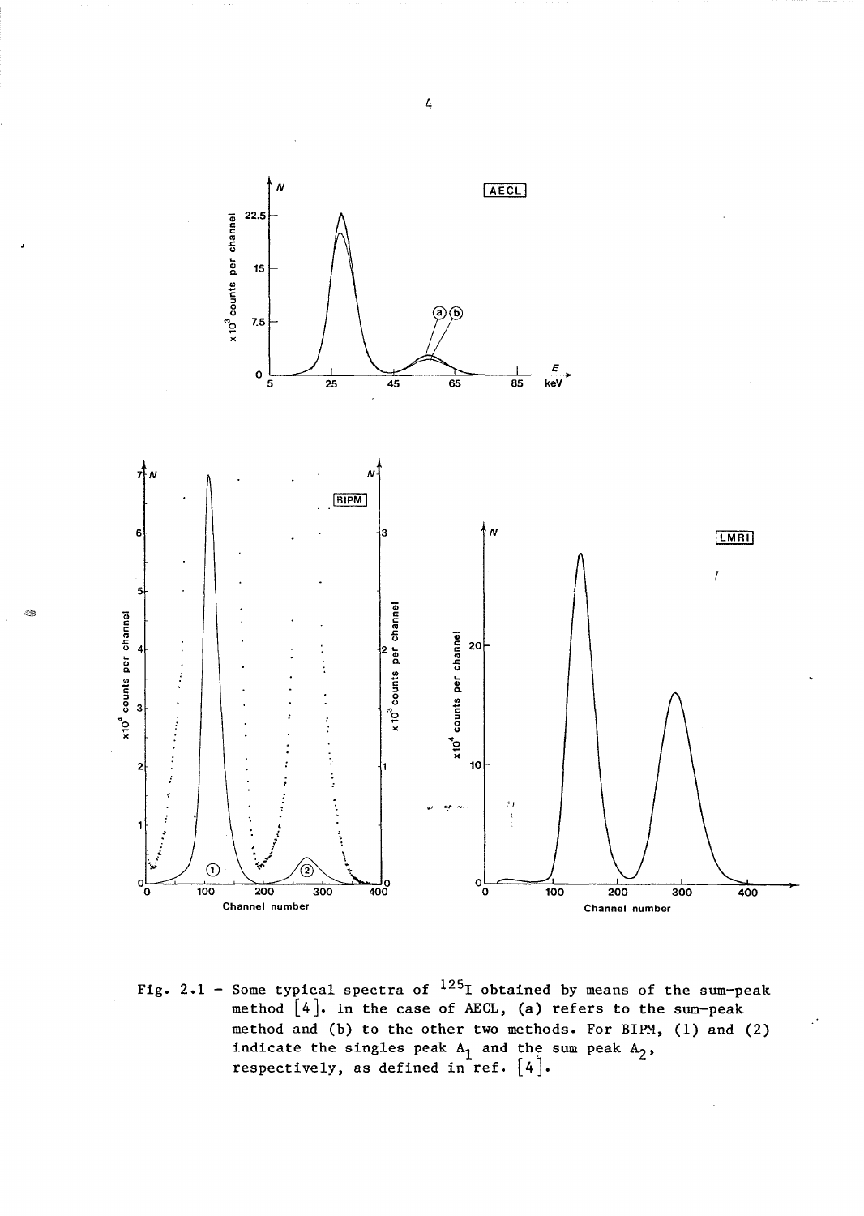Fig. 2.1 – Some typical spectra of $^{125}$I obtained by means of the sum-peak method [4]. In the case of AECL, (a) refers to the sum-peak method and (b) to the other two methods. For BIPM, (1) and (2) indicate the singles peak $A_1$ and the sum peak $A_2$, respectively, as defined in ref. [4].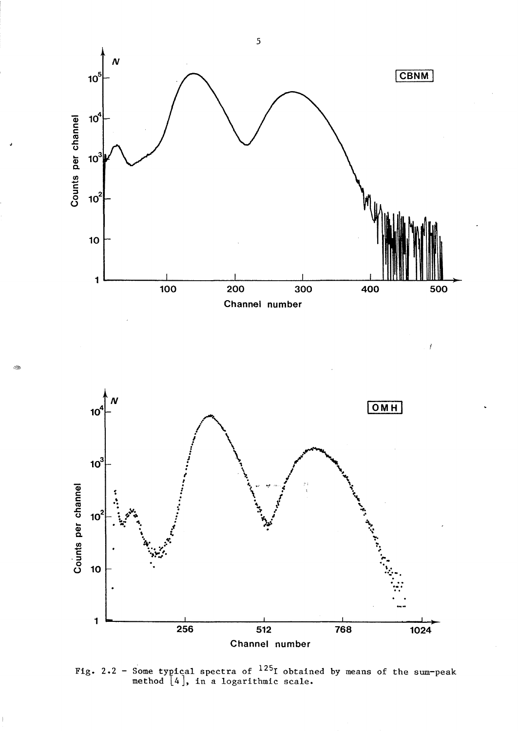Fig. 2.2 - Some typical spectra of $^{125}I$ obtained by means of the sum-peak method [4], in a logarithmic scale.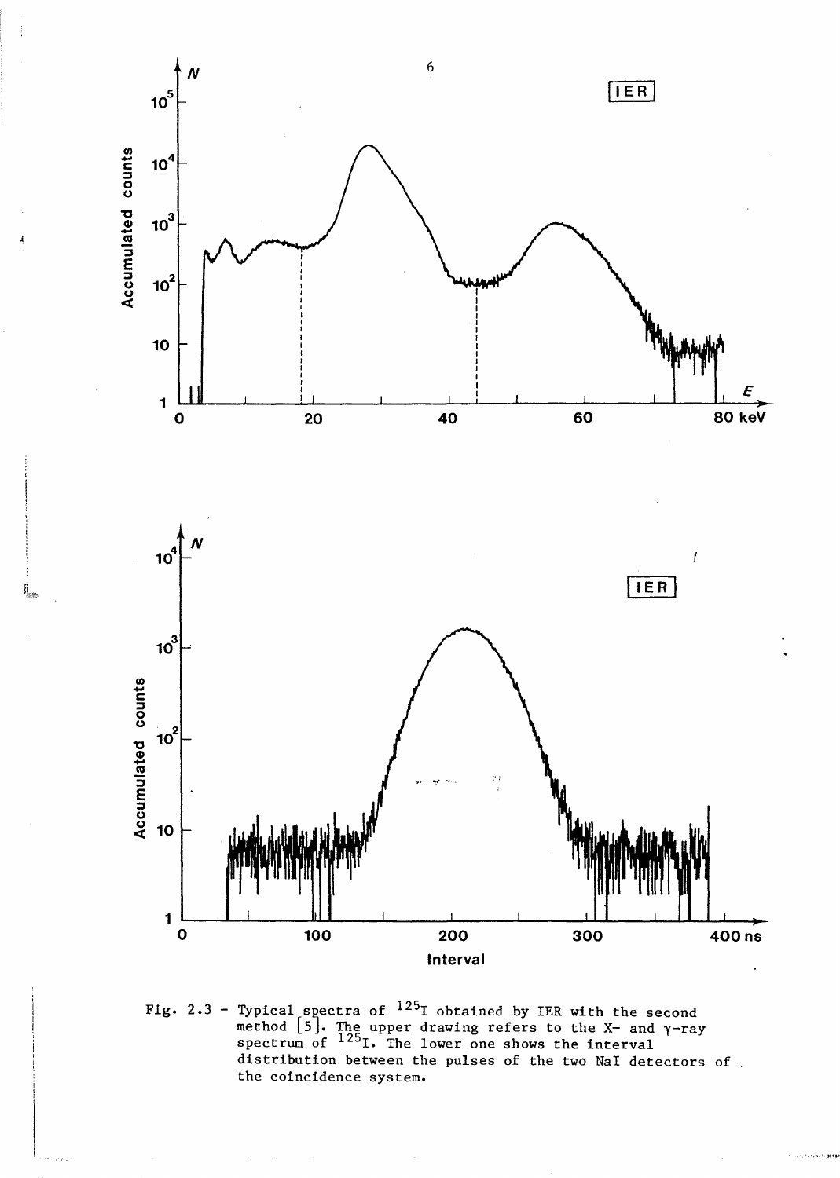Fig. 2.3 - Typical spectra of $^{125}I$ obtained by IER with the second method [5]. The upper drawing refers to the X- and $\gamma$-ray spectrum of $^{125}I$. The lower one shows the interval distribution between the pulses of the two NaI detectors of the coincidence system.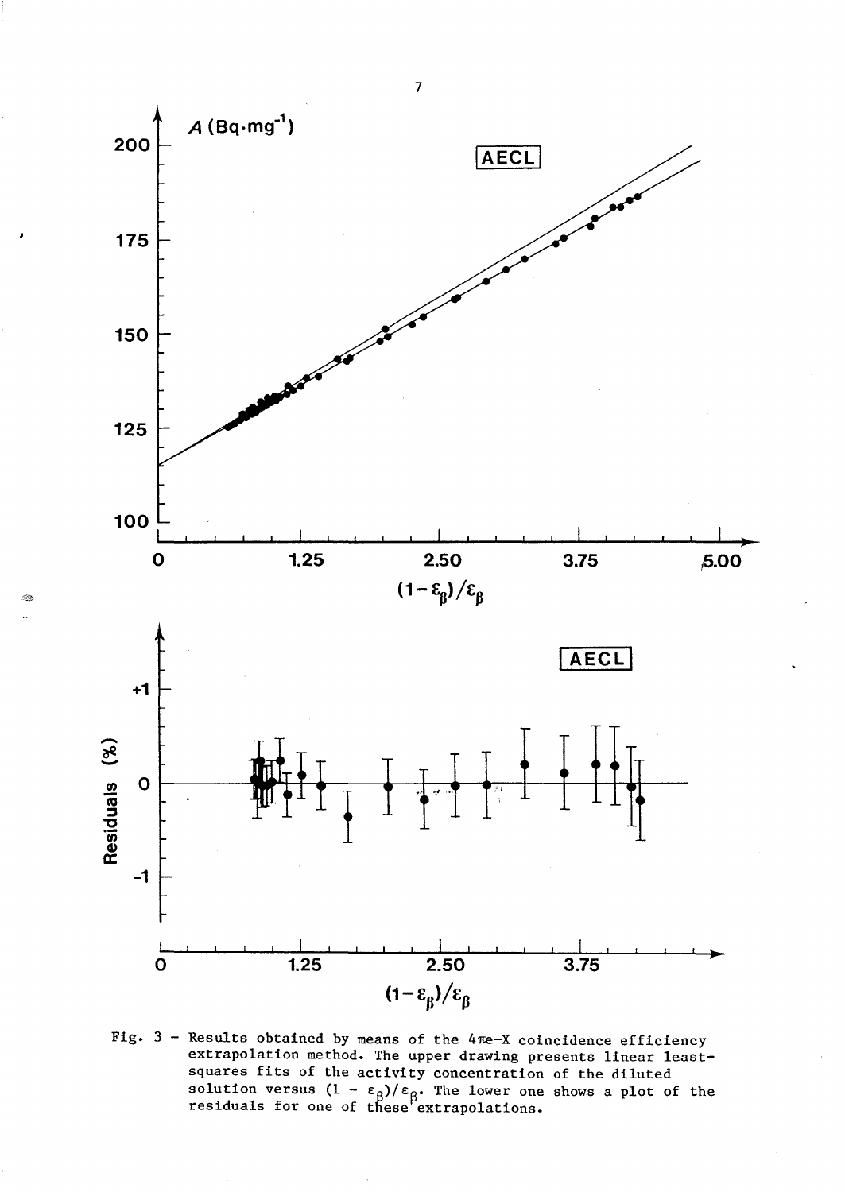Fig. 3 - Results obtained by means of the $4\pi$e-X coincidency efficiency extrapolation method. The upper drawing presents linear least-squares fits of the activity concentration of the diluted solution versus $(1 - \varepsilon_\beta)/\varepsilon_\beta$. The lower one shows a plot of the residuals for one of these extrapolations.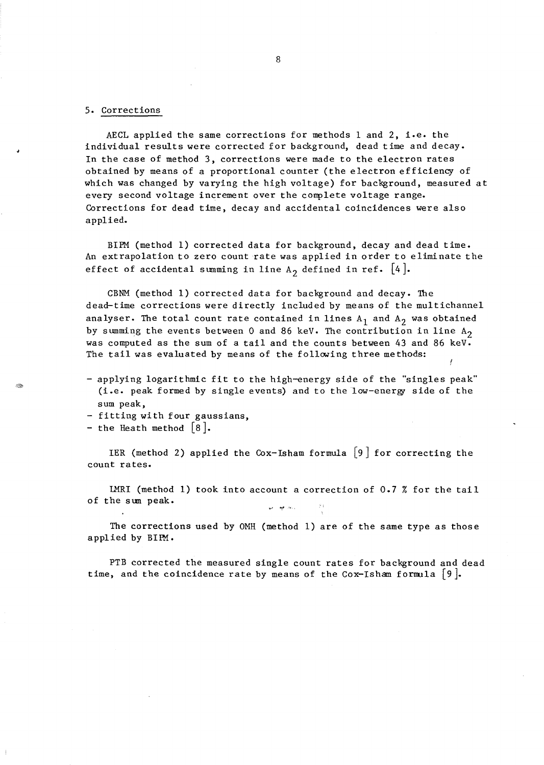## 5. Corrections

AECL applied the same corrections for methods 1 and 2, i.e. the individual results were corrected for background, dead time and decay. In the case of method 3, corrections were made to the electron rates obtained by means of a proportional counter (the electron efficiency of which was changed by varying the high voltage) for background, measured at every second voltage increment over the complete voltage range. Corrections for dead time, decay and accidental coincidences were also applied.

BIPM (method 1) corrected data for background, decay and dead time. An extrapolation to zero count rate was applied in order to eliminate the effect of accidental summing in line $A_2$ defined in ref. [4].

CBNM (method 1) corrected data for background and decay. The dead-time corrections were directly included by means of the multichannel analyser. The total count rate contained in lines $A_1$ and $A_2$ was obtained by summing the events between 0 and 86 keV. The contribution in line $A_2$ was computed as the sum of a tail and the counts between 43 and 86 keV. The tail was evaluated by means of the following three methods:

- applying logarithmic fit to the high-energy side of the "singles peak" (i.e. peak formed by single events) and to the low-energy side of the sum peak,
- fitting with four gaussians,
- the Heath method [8].

IER (method 2) applied the Cox-Isham formula [9] for correcting the count rates.

LMRI (method 1) took into account a correction of 0.7 % for the tail of the sum peak.

The corrections used by OMH (method 1) are of the same type as those applied by BIPM.

PTB corrected the measured single count rates for background and dead time, and the coincidence rate by means of the Cox-Isham formula [9].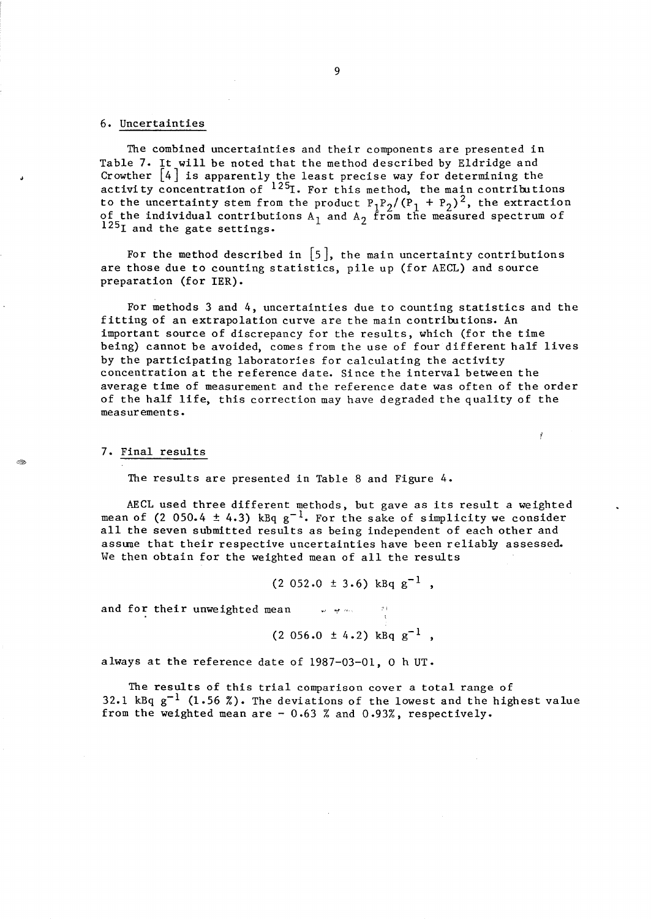## 6. Uncertainties

The combined uncertainties and their components are presented in Table 7. It will be noted that the method described by Eldridge and Crowther [4] is apparently the least precise way for determining the activity concentration of $^{125}I$. For this method, the main contributions to the uncertainty stem from the product $P_1P_2/(P_1 + P_2)^2$, the extraction of the individual contributions $A_1$ and $A_2$ from the measured spectrum of $^{125}I$ and the gate settings.

For the method described in [5], the main uncertainty contributions are those due to counting statistics, pile up (for AECL) and source preparation (for IER).

For methods 3 and 4, uncertainties due to counting statistics and the fitting of an extrapolation curve are the main contributions. An important source of discrepancy for the results, which (for the time being) cannot be avoided, comes from the use of four different half lives by the participating laboratories for calculating the activity concentration at the reference date. Since the interval between the average time of measurement and the reference date was often of the order of the half life, this correction may have degraded the quality of the measurements.

## 7. Final results

The results are presented in Table 8 and Figure 4.

AECL used three different methods, but gave as its result a weighted mean of (2 050.4 ± 4.3) kBq $g^{-1}$. For the sake of simplicity we consider all the seven submitted results as being independent of each other and assume that their respective uncertainties have been reliably assessed. We then obtain for the weighted mean of all the results

$$(2\ 052.0 \pm 3.6)\ \text{kBq g}^{-1}\ ,$$

and for their unweighted mean

$$(2\ 056.0 \pm 4.2)\ \text{kBq g}^{-1}\ ,$$

always at the reference date of 1987-03-01, 0 h UT.

The results of this trial comparison cover a total range of 32.1 kBq $g^{-1}$ (1.56 %). The deviations of the lowest and the highest value from the weighted mean are − 0.63 % and 0.93%, respectively.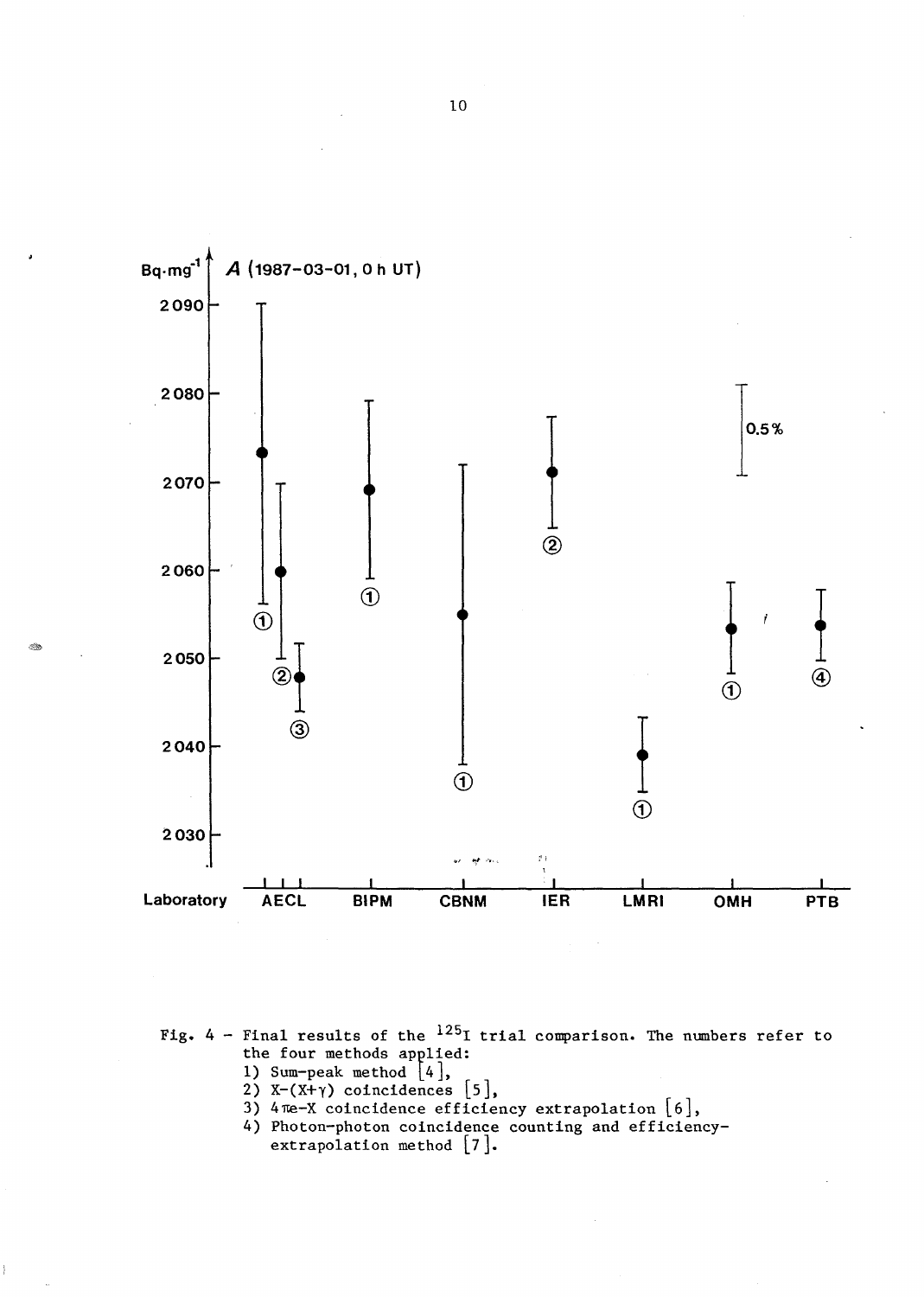Fig. 4 - Final results of the $^{125}I$ trial comparison. The numbers refer to the four methods applied:

1) Sum-peak method [4],
2) X-(X+γ) coincidences [5],
3) 4πe-X coincidence efficiency extrapolation [6],
4) Photon-photon coincidence counting and efficiency-extrapolation method [7].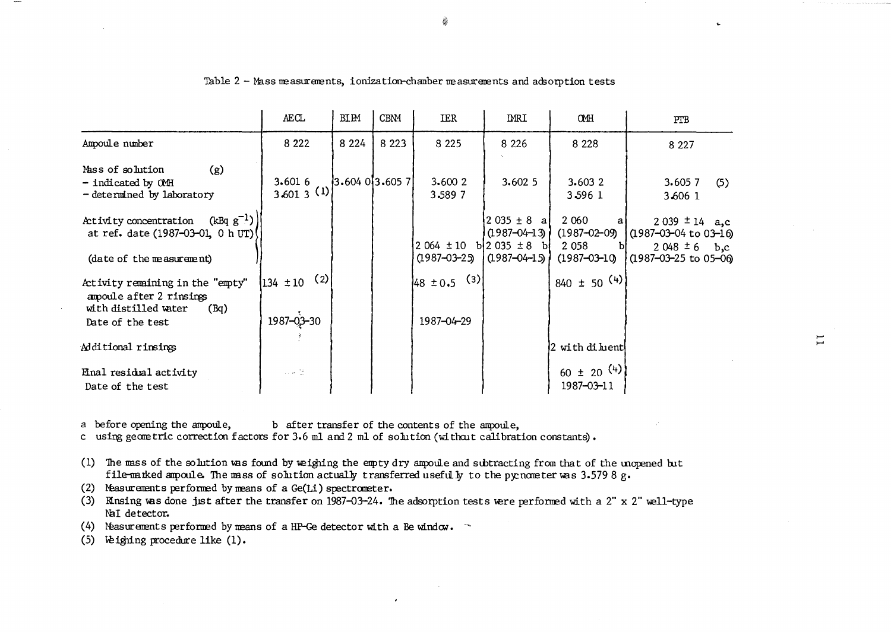Table 2 – Mass measurements, ionization-chamber measurements and adsorption tests

| | AECL | BIPM | CBNM | IER | IMRI | OMH | PTB |
|---|---|---|---|---|---|---|---|
| Ampoule number | 8 222 | 8 224 | 8 223 | 8 225 | 8 226 | 8 228 | 8 227 |
| Mass of solution (g) – indicated by OMH | 3.601 6 | 3.604 0 | 3.605 7 | 3.600 2 | 3.602 5 | 3.603 2 | 3.605 7 (5) |
| – determined by laboratory | 3.601 3 (1) | | | 3.589 7 | | 3.596 1 | 3.606 1 |
| Activity concentration ($kBq\ g^{-1}$) at ref. date (1987-03-01, 0 h UT) (date of the measurement) | | | | 2 064 ± 10 b (1987-03-25) | 2 035 ± 8 a (1987-04-13) 2 035 ± 8 b (1987-04-15) | 2 060 a (1987-02-09) 2 058 b (1987-03-10) | 2 039 ± 14 a,c (1987-03-04 to 03-16) 2 048 ± 6 b,c (1987-03-25 to 05-06) |
| Activity remaining in the "empty" ampoule after 2 rinsings with distilled water (Bq) | 134 ± 10 (2) | | | 48 ± 0.5 (3) | | 840 ± 50 (4) | |
| Date of the test | 1987-03-30 | | | 1987-04-29 | | | |
| Additional rinsings | | | | | | 2 with diluent | |
| Final residual activity | | | | | | 60 ± 20 (4) | |
| Date of the test | | | | | | 1987-03-11 | |

a before opening the ampoule, b after transfer of the contents of the ampoule,
c using geometric correction factors for 3.6 ml and 2 ml of solution (without calibration constants).

(1) The mass of the solution was found by weighing the empty dry ampoule and subtracting from that of the unopened but file-marked ampoule. The mass of solution actually transferred usefully to the pycnometer was 3.579 8 g.
(2) Measurements performed by means of a Ge(Li) spectrometer.
(3) Rinsing was done just after the transfer on 1987-03-24. The adsorption tests were performed with a 2" x 2" well-type NaI detector.
(4) Measurements performed by means of a HP-Ge detector with a Be window.
(5) Weighing procedure like (1).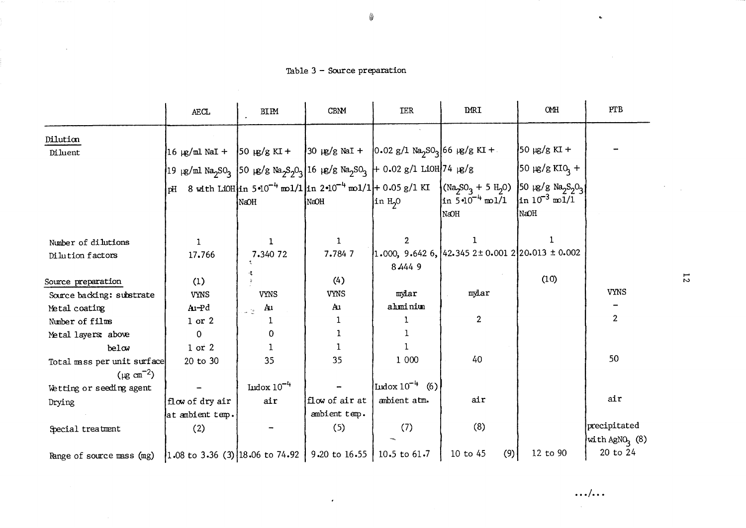Table 3 – Source preparation

| | AECL | BIPM | CBNM | IER | IMRI | OMH | PTB |
|---|---|---|---|---|---|---|---|
| **Dilution** | | | | | | | |
| Diluent | 16 µg/ml NaI + 19 µg/ml $Na_2SO_3$ pH 8 with LiOH | 50 µg/g KI + 50 µg/g $Na_2S_2O_3$ in $5 \cdot 10^{-4}$ mol/l NaOH | 30 µg/g NaI + 16 µg/g $Na_2SO_3$ in $2 \cdot 10^{-4}$ mol/l NaOH | 0.02 g/l $Na_2SO_3$ + 0.02 g/l LiOH + 0.05 g/l KI in $H_2O$ | 66 µg/g KI + 74 µg/g ($Na_2SO_3$ + 5 $H_2O$) in $5 \cdot 10^{-4}$ mol/l NaOH | 50 µg/g KI + 50 µg/g $KIO_3$ + 50 µg/g $Na_2S_2O_3$ in $10^{-3}$ mol/l NaOH | – |
| Number of dilutions | 1 | 1 | 1 | 2 | 1 | 1 | |
| Dilution factors | 17.766 | 7.340 72 | 7.784 7 | 1.000, 9.642 6, 8.444 9 | 42.345 2 ± 0.001 2 | 20.013 ± 0.002 | |
| **Source preparation** | (1) | | (4) | | | (10) | |
| Source backing: substrate | VYNS | VYNS | VYNS | mylar | mylar | | VYNS |
| Metal coating | Au-Pd | Au | Au | aluminium | | | – |
| Number of films | 1 or 2 | 1 | 1 | 1 | 2 | | 2 |
| Metal layers: above | 0 | 0 | 1 | 1 | | | |
| below | 1 or 2 | 1 | 1 | 1 | | | |
| Total mass per unit surface (µg $cm^{-2}$) | 20 to 30 | 35 | 35 | 1 000 | 40 | | 50 |
| Wetting or seeding agent | – | Ludox $10^{-4}$ | – | Ludox $10^{-4}$ (6) | | | |
| Drying | flow of dry air at ambient temp. | air | flow of air at ambient temp. | ambient atm. | air | | air |
| Special treatment | (2) | – | (5) | (7) | (8) | | precipitated with $AgNO_3$ (8) |
| Range of source mass (mg) | 1.08 to 3.36 (3) | 18.06 to 74.92 | 9.20 to 16.55 | 10.5 to 61.7 | 10 to 45 (9) | 12 to 90 | 20 to 24 |

.../...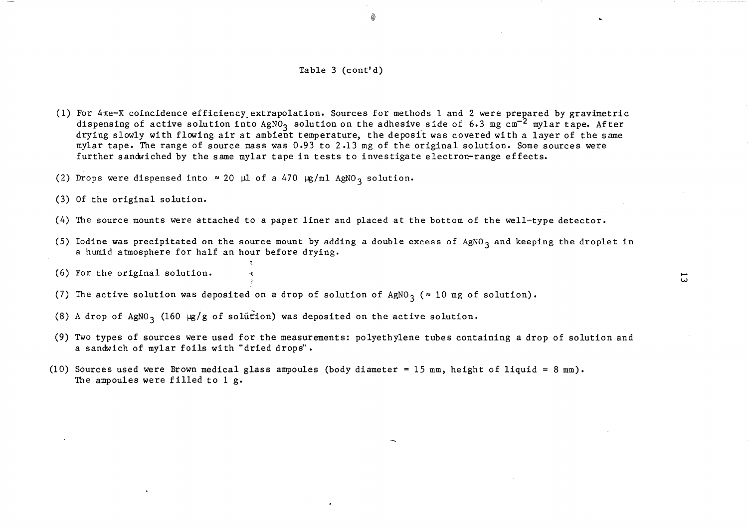Table 3 (cont'd)

(1) For $4\pi$e-X coincidence efficiency extrapolation. Sources for methods 1 and 2 were prepared by gravimetric dispensing of active solution into $AgNO_3$ solution on the adhesive side of 6.3 mg $cm^{-2}$ mylar tape. After drying slowly with flowing air at ambient temperature, the deposit was covered with a layer of the same mylar tape. The range of source mass was 0.93 to 2.13 mg of the original solution. Some sources were further sandwiched by the same mylar tape in tests to investigate electron-range effects.

(2) Drops were dispensed into ≈ 20 µl of a 470 µg/ml $AgNO_3$ solution.

(3) Of the original solution.

(4) The source mounts were attached to a paper liner and placed at the bottom of the well-type detector.

(5) Iodine was precipitated on the source mount by adding a double excess of $AgNO_3$ and keeping the droplet in a humid atmosphere for half an hour before drying.

(6) For the original solution.

(7) The active solution was deposited on a drop of solution of $AgNO_3$ (≈ 10 mg of solution).

(8) A drop of $AgNO_3$ (160 µg/g of solution) was deposited on the active solution.

(9) Two types of sources were used for the measurements: polyethylene tubes containing a drop of solution and a sandwich of mylar foils with "dried drops".

(10) Sources used were Brown medical glass ampoules (body diameter = 15 mm, height of liquid = 8 mm). The ampoules were filled to 1 g.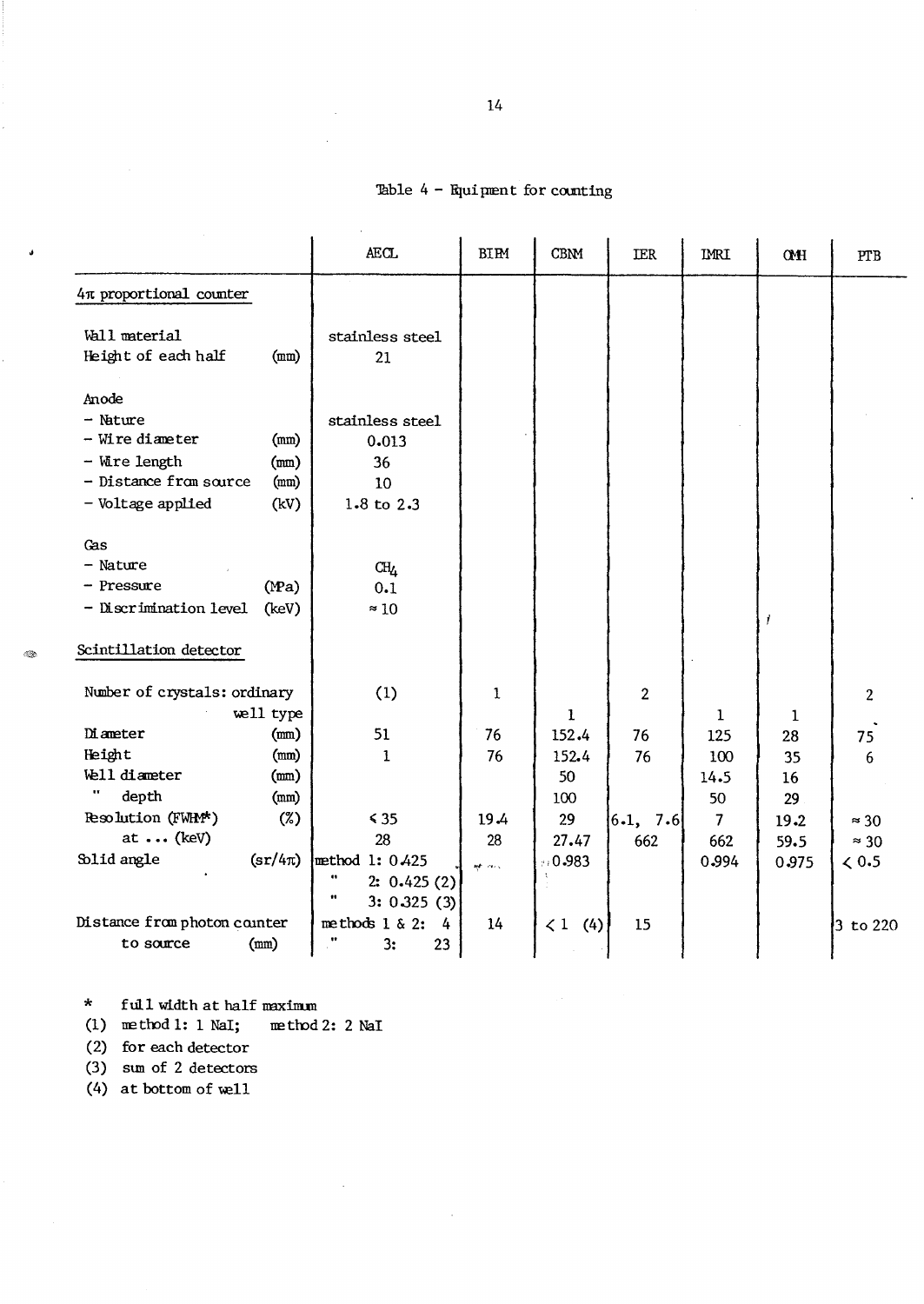# Table 4 - Equipment for counting

| | AECL | BIPM | CBNM | IER | IMRI | OMH | PTB |
|---|---|---|---|---|---|---|---|
| 4π proportional counter | | | | | | | |
| Wall material | stainless steel | | | | | | |
| Height of each half (mm) | 21 | | | | | | |
| Anode | | | | | | | |
| - Nature | stainless steel | | | | | | |
| - Wire diameter (mm) | 0.013 | | | | | | |
| - Wire length (mm) | 36 | | | | | | |
| - Distance from source (mm) | 10 | | | | | | |
| - Voltage applied (kV) | 1.8 to 2.3 | | | | | | |
| Gas | | | | | | | |
| - Nature | $CH_4$ | | | | | | |
| - Pressure (MPa) | 0.1 | | | | | | |
| - Discrimination level (keV) | ≈ 10 | | | | | | |
| Scintillation detector | | | | | | | |
| Number of crystals: ordinary | (1) | 1 | | 2 | | | 2 |
| well type | | | 1 | | 1 | 1 | |
| Diameter (mm) | 51 | 76 | 152.4 | 76 | 125 | 28 | 75 |
| Height (mm) | 1 | 76 | 152.4 | 76 | 100 | 35 | 6 |
| Well diameter (mm) | | | 50 | | 14.5 | 16 | |
| " depth (mm) | | | 100 | | 50 | 29 | |
| Resolution (FWHM*) (%) | ≤ 35 | 19.4 | 29 | 6.1, 7.6 | 7 | 19.2 | ≈ 30 |
| at ... (keV) | 28 | 28 | 27.47 | 662 | 662 | 59.5 | ≈ 30 |
| Solid angle (sr/4π) | method 1: 0.425<br>" 2: 0.425 (2)<br>" 3: 0.325 (3) | | 0.983 | | 0.994 | 0.975 | < 0.5 |
| Distance from photon counter to source (mm) | methods 1 & 2: 4<br>" 3: 23 | 14 | < 1 (4) | 15 | | | 3 to 220 |

\* full width at half maximum
(1) method 1: 1 NaI; method 2: 2 NaI
(2) for each detector
(3) sum of 2 detectors
(4) at bottom of well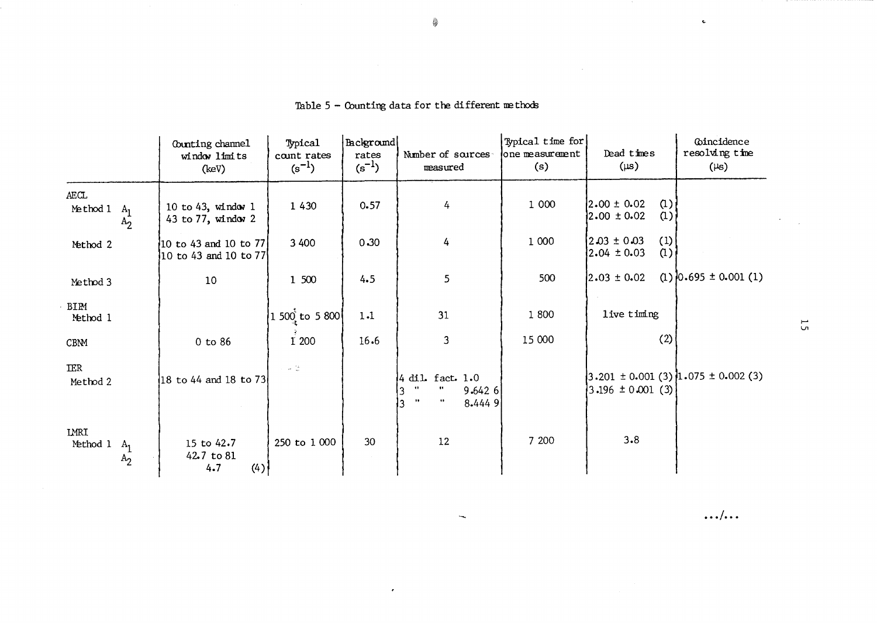Table 5 – Counting data for the different methods

| | Counting channel window limits (keV) | Typical count rates ($s^{-1}$) | Background rates ($s^{-1}$) | Number of sources measured | Typical time for one measurement (s) | Dead times (μs) | Coincidence resolving time (μs) |
|---|---|---|---|---|---|---|---|
| AECL Method 1 $A_1$ | 10 to 43, window 1 | 1 430 | 0.57 | 4 | 1 000 | 2.00 ± 0.02 (1) | |
| $A_2$ | 43 to 77, window 2 | | | | | 2.00 ± 0.02 (1) | |
| Method 2 | 10 to 43 and 10 to 77 | 3 400 | 0.30 | 4 | 1 000 | 2.03 ± 0.03 (1) | |
| | 10 to 43 and 10 to 77 | | | | | 2.04 ± 0.03 (1) | |
| Method 3 | 10 | 1 500 | 4.5 | 5 | 500 | 2.03 ± 0.02 (1) | 0.695 ± 0.001 (1) |
| BIPM Method 1 | | 1 500 to 5 800 | 1.1 | 31 | 1 800 | live timing | |
| CBNM | 0 to 86 | 1 200 | 16.6 | 3 | 15 000 | (2) | |
| IER Method 2 | 18 to 44 and 18 to 73 | | | 4 dil. fact. 1.0 | | 3.201 ± 0.001 (3) | 1.075 ± 0.002 (3) |
| | | | | 3 " " 9.642 6 | | 3.196 ± 0.001 (3) | |
| | | | | 3 " " 8.444 9 | | | |
| LMRI Method 1 $A_1$ | 15 to 42.7 | 250 to 1 000 | 30 | 12 | 7 200 | 3.8 | |
| $A_2$ | 42.7 to 81 | | | | | | |
| | 4.7 (4) | | | | | | |

.../...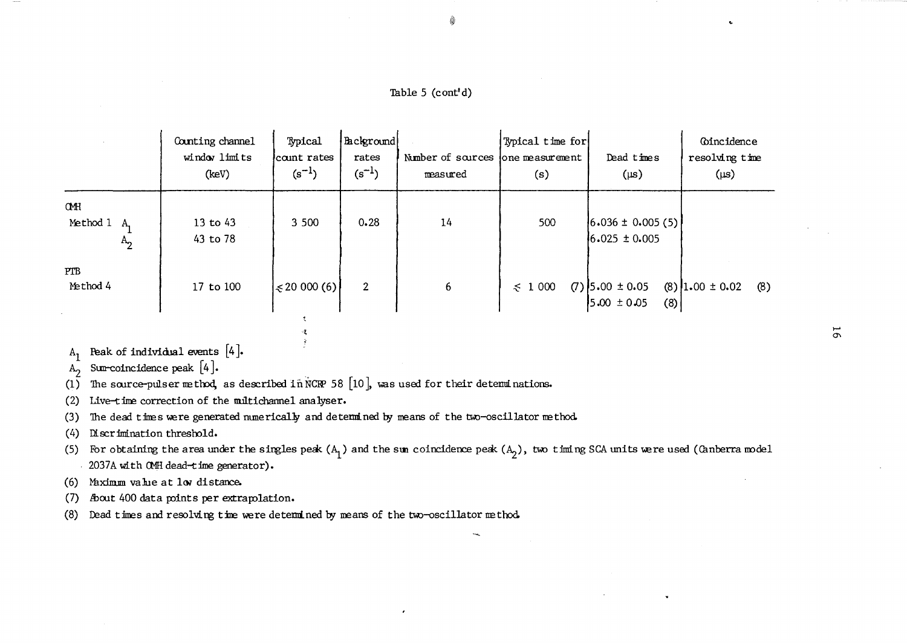Table 5 (cont'd)

| | Counting channel window limits (keV) | Typical count rates ($s^{-1}$) | Background rates ($s^{-1}$) | Number of sources measured | Typical time for one measurement (s) | Dead times (μs) | Coincidence resolving time (μs) |
|---|---|---|---|---|---|---|---|
| CMH | | | | | | | |
| Method 1 $A_1$ | 13 to 43 | 3 500 | 0.28 | 14 | 500 | 6.036 ± 0.005 (5) | |
| $A_2$ | 43 to 78 | | | | | 6.025 ± 0.005 | |
| PTB | | | | | | | |
| Method 4 | 17 to 100 | ≤ 20 000 (6) | 2 | 6 | ≤ 1 000 (7) | 5.00 ± 0.05 (8) | 1.00 ± 0.02 (8) |
| | | | | | | 5.00 ± 0.05 (8) | |

$A_1$ Peak of individual events [4].

$A_2$ Sum-coincidence peak [4].

(1) The source-pulser method, as described in NCRP 58 [10], was used for their determinations.

(2) Live-time correction of the multichannel analyser.

(3) The dead times were generated numerically and determined by means of the two-oscillator method.

(4) Discrimination threshold.

(5) For obtaining the area under the singles peak ($A_1$) and the sum coincidence peak ($A_2$), two timing SCA units were used (Canberra model 2037A with CMH dead-time generator).

(6) Maximum value at low distance.

(7) About 400 data points per extrapolation.

(8) Dead times and resolving time were determined by means of the two-oscillator method.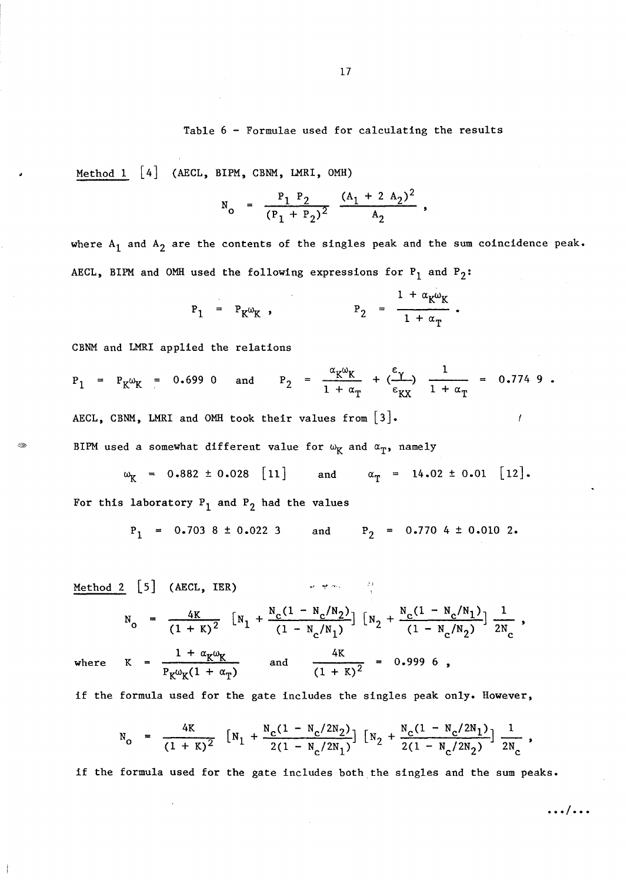Table 6 – Formulae used for calculating the results

<u>Method 1</u> [4] (AECL, BIPM, CBNM, LMRI, OMH)

$$N_o = \frac{P_1 \, P_2}{(P_1 + P_2)^2} \; \frac{(A_1 + 2\,A_2)^2}{A_2} ,$$

where $A_1$ and $A_2$ are the contents of the singles peak and the sum coincidence peak.

AECL, BIPM and OMH used the following expressions for $P_1$ and $P_2$:

$$P_1 = P_K \omega_K , \qquad P_2 = \frac{1 + \alpha_K \omega_K}{1 + \alpha_T} .$$

CBNM and LMRI applied the relations

$$P_1 = P_K \omega_K = 0.699\,0 \quad \text{and} \quad P_2 = \frac{\alpha_K \omega_K}{1 + \alpha_T} + \left(\frac{\varepsilon_\gamma}{\varepsilon_{KX}}\right) \frac{1}{1 + \alpha_T} = 0.774\,9 .$$

AECL, CBNM, LMRI and OMH took their values from [3].

BIPM used a somewhat different value for $\omega_K$ and $\alpha_T$, namely

$$\omega_K = 0.882 \pm 0.028 \; [11] \qquad \text{and} \qquad \alpha_T = 14.02 \pm 0.01 \; [12].$$

For this laboratory $P_1$ and $P_2$ had the values

$$P_1 = 0.703\,8 \pm 0.022\,3 \qquad \text{and} \qquad P_2 = 0.770\,4 \pm 0.010\,2.$$

<u>Method 2</u> [5] (AECL, IER)

$$N_o = \frac{4K}{(1 + K)^2} \left[N_1 + \frac{N_c(1 - N_c/N_2)}{(1 - N_c/N_1)}\right] \left[N_2 + \frac{N_c(1 - N_c/N_1)}{(1 - N_c/N_2)}\right] \frac{1}{2N_c} ,$$

where $K = \dfrac{1 + \alpha_K \omega_K}{P_K \omega_K (1 + \alpha_T)}$ and $\dfrac{4K}{(1 + K)^2} = 0.999\,6$ ,

if the formula used for the gate includes the singles peak only. However,

$$N_o = \frac{4K}{(1 + K)^2} \left[N_1 + \frac{N_c(1 - N_c/2N_2)}{2(1 - N_c/2N_1)}\right] \left[N_2 + \frac{N_c(1 - N_c/2N_1)}{2(1 - N_c/2N_2)}\right] \frac{1}{2N_c} ,$$

if the formula used for the gate includes both the singles and the sum peaks.

.../...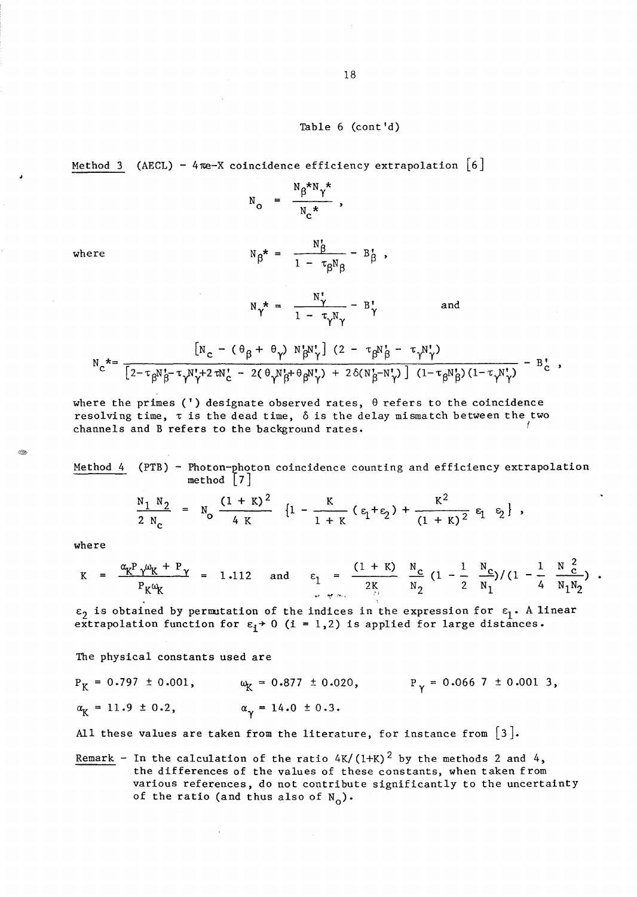Table 6 (cont'd)

Method 3 (AECL) – $4\pi$e-X coincidence efficiency extrapolation [6]

$$N_o = \frac{N_\beta^* N_\gamma^*}{N_c^*} ,$$

where

$$N_\beta^* = \frac{N'_\beta}{1 - \tau_\beta N_\beta} - B'_\beta ,$$

$$N_\gamma^* = \frac{N'_\gamma}{1 - \tau_\gamma N_\gamma} - B'_\gamma \qquad \text{and}$$

$$N_c^* = \frac{\left[N_c - (\theta_\beta + \theta_\gamma) N'_\beta N'_\gamma\right] (2 - \tau_\beta N'_\beta - \tau_\gamma N'_\gamma)}{\left[2 - \tau_\beta N'_\beta - \tau_\gamma N'_\gamma + 2\tau N'_c - 2(\theta_\gamma N'_\beta + \theta_\beta N'_\gamma) + 2\delta(N'_\beta - N'_\gamma)\right] (1 - \tau_\beta N'_\beta)(1 - \tau_\gamma N'_\gamma)} - B'_c ,$$

where the primes (') designate observed rates, $\theta$ refers to the coincidence resolving time, $\tau$ is the dead time, $\delta$ is the delay mismatch between the two channels and B refers to the background rates.

Method 4 (PTB) – Photon-photon coincidence counting and efficiency extrapolation method [7]

$$\frac{N_1 \, N_2}{2 \, N_c} = N_o \frac{(1 + K)^2}{4 \, K} \left\{1 - \frac{K}{1 + K} (\varepsilon_1 + \varepsilon_2) + \frac{K^2}{(1 + K)^2} \varepsilon_1 \, \varepsilon_2\right\} ,$$

where

$$K = \frac{\alpha_K P_\gamma \omega_K + P_\gamma}{P_K \omega_K} = 1.112 \quad \text{and} \quad \varepsilon_1 = \frac{(1 + K)}{2K} \frac{N_c}{N_2} \left(1 - \frac{1}{2} \frac{N_c}{N_1}\right) / \left(1 - \frac{1}{4} \frac{N_c^2}{N_1 N_2}\right) .$$

$\varepsilon_2$ is obtained by permutation of the indices in the expression for $\varepsilon_1$. A linear extrapolation function for $\varepsilon_i \rightarrow 0$ ($i = 1,2$) is applied for large distances.

The physical constants used are

$P_K = 0.797 \pm 0.001$, $\quad \omega_K = 0.877 \pm 0.020$, $\quad P_\gamma = 0.066\,7 \pm 0.001\,3$,

$\alpha_K = 11.9 \pm 0.2$, $\quad \alpha_\gamma = 14.0 \pm 0.3$.

All these values are taken from the literature, for instance from [3].

Remark – In the calculation of the ratio $4K/(1+K)^2$ by the methods 2 and 4, the differences of the values of these constants, when taken from various references, do not contribute significantly to the uncertainty of the ratio (and thus also of $N_o$).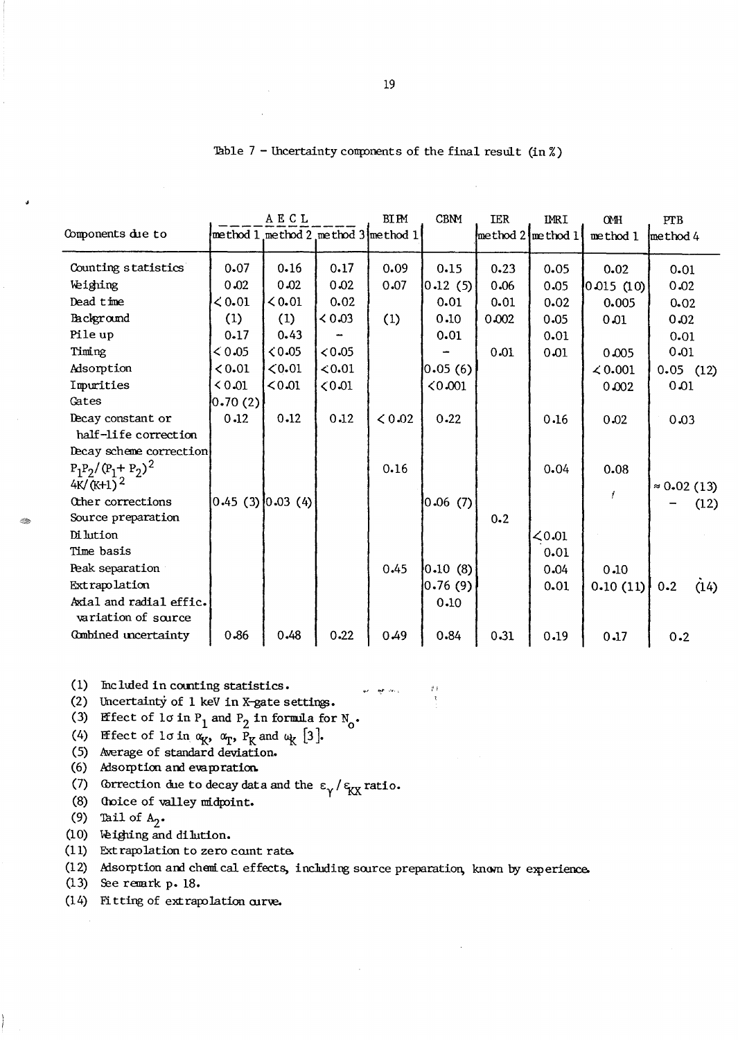Table 7 – Uncertainty components of the final result (in %)

| Components due to | AECL method 1 | AECL method 2 | AECL method 3 | BIPM method 1 | CBNM | IER method 2 | IMRI method 1 | OMH method 1 | PTB method 4 |
|---|---|---|---|---|---|---|---|---|---|
| Counting statistics | 0.07 | 0.16 | 0.17 | 0.09 | 0.15 | 0.23 | 0.05 | 0.02 | 0.01 |
| Weighing | 0.02 | 0.02 | 0.02 | 0.07 | 0.12 (5) | 0.06 | 0.05 | 0.015 (10) | 0.02 |
| Dead time | < 0.01 | < 0.01 | 0.02 | | 0.01 | 0.01 | 0.02 | 0.005 | 0.02 |
| Background | (1) | (1) | < 0.03 | (1) | 0.10 | 0.002 | 0.05 | 0.01 | 0.02 |
| Pile up | 0.17 | 0.43 | – | | 0.01 | | 0.01 | | 0.01 |
| Timing | < 0.05 | < 0.05 | < 0.05 | | – | 0.01 | 0.01 | 0.005 | 0.01 |
| Adsorption | < 0.01 | < 0.01 | < 0.01 | | 0.05 (6) | | | < 0.001 | 0.05 (12) |
| Impurities | < 0.01 | < 0.01 | < 0.01 | | < 0.001 | | | 0.002 | 0.01 |
| Gates | 0.70 (2) | | | | | | | | |
| Decay constant or half-life correction | 0.12 | 0.12 | 0.12 | < 0.02 | 0.22 | | 0.16 | 0.02 | 0.03 |
| Decay scheme correction $P_1P_2/(P_1+P_2)^2$ | | | | 0.16 | | | 0.04 | 0.08 | |
| $4K/(K+1)^2$ | | | | | | | | | ≈ 0.02 (13) |
| Other corrections | 0.45 (3) | 0.03 (4) | | | 0.06 (7) | | | | – (12) |
| Source preparation | | | | | | 0.2 | | | |
| Dilution | | | | | | | < 0.01 | | |
| Time basis | | | | | | | 0.01 | | |
| Peak separation | | | | 0.45 | 0.10 (8) | | 0.04 | 0.10 | |
| Extrapolation | | | | | 0.76 (9) | | 0.01 | 0.10 (11) | 0.2 (14) |
| Axial and radial effic. variation of source | | | | | 0.10 | | | | |
| Combined uncertainty | 0.86 | 0.48 | 0.22 | 0.49 | 0.84 | 0.31 | 0.19 | 0.17 | 0.2 |

(1) Included in counting statistics.
(2) Uncertainty of 1 keV in X-gate settings.
(3) Effect of 1σ in $P_1$ and $P_2$ in formula for $N_0$.
(4) Effect of 1σ in $\alpha_K$, $\alpha_T$, $P_K$ and $\omega_K$ [3].
(5) Average of standard deviation.
(6) Adsorption and evaporation.
(7) Correction due to decay data and the $\varepsilon_\gamma / \varepsilon_{KX}$ ratio.
(8) Choice of valley midpoint.
(9) Tail of $A_2$.
(10) Weighing and dilution.
(11) Extrapolation to zero count rate.
(12) Adsorption and chemical effects, including source preparation, known by experience.
(13) See remark p. 18.
(14) Fitting of extrapolation curve.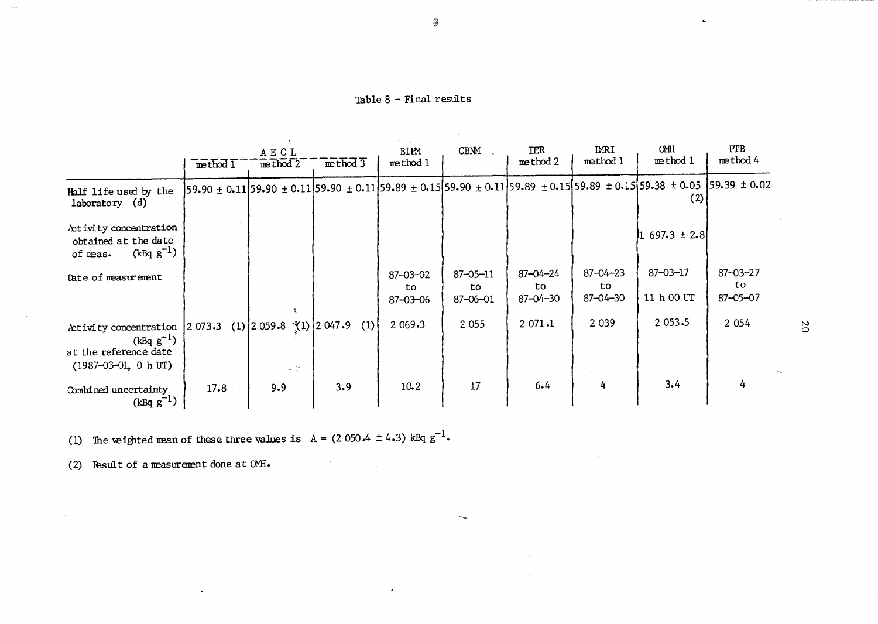Table 8 – Final results

| | AECL | | | BIPM | CBNM | IER | IMRI | OMH | PTB |
|---|---|---|---|---|---|---|---|---|---|
| | method 1 | method 2 | method 3 | method 1 | | method 2 | method 1 | method 1 | method 4 |
| Half life used by the laboratory (d) | 59.90 ± 0.11 | 59.90 ± 0.11 | 59.90 ± 0.11 | 59.89 ± 0.15 | 59.90 ± 0.11 | 59.89 ± 0.15 | 59.89 ± 0.15 | 59.38 ± 0.05 (2) | 59.39 ± 0.02 |
| Activity concentration obtained at the date of meas. (kBq $g^{-1}$) | | | | | | | | 1 697.3 ± 2.8 | |
| Date of measurement | | | | 87-03-02 to 87-03-06 | 87-05-11 to 87-06-01 | 87-04-24 to 87-04-30 | 87-04-23 to 87-04-30 | 87-03-17 11 h 00 UT | 87-03-27 to 87-05-07 |
| Activity concentration (kBq $g^{-1}$) at the reference date (1987-03-01, 0 h UT) | 2 073.3 (1) | 2 059.8 (1) | 2 047.9 (1) | 2 069.3 | 2 055 | 2 071.1 | 2 039 | 2 053.5 | 2 054 |
| Combined uncertainty (kBq $g^{-1}$) | 17.8 | 9.9 | 3.9 | 10.2 | 17 | 6.4 | 4 | 3.4 | 4 |

(1) The weighted mean of these three values is $A = (2\ 050.4 \pm 4.3)$ kBq $g^{-1}$.

(2) Result of a measurement done at OMH.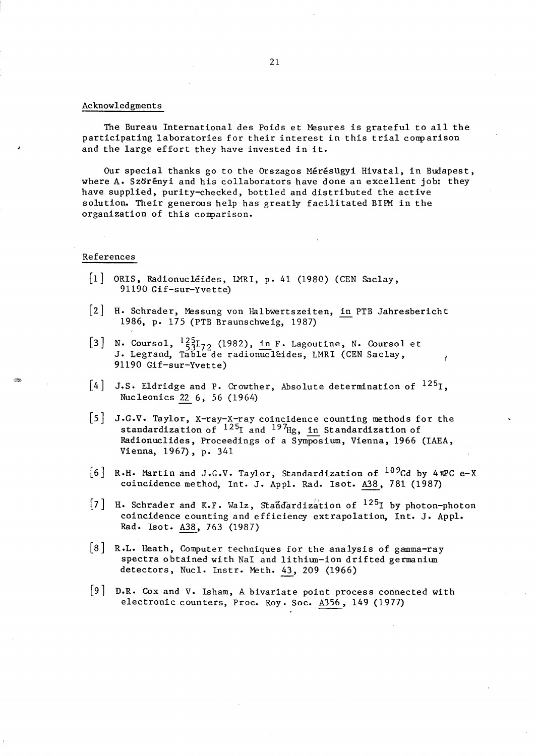## Acknowledgments

The Bureau International des Poids et Mesures is grateful to all the participating laboratories for their interest in this trial comparison and the large effort they have invested in it.

Our special thanks go to the Orszagos Mérésügyi Hivatal, in Budapest, where A. Szörényi and his collaborators have done an excellent job: they have supplied, purity-checked, bottled and distributed the active solution. Their generous help has greatly facilitated BIPM in the organization of this comparison.

## References

[1] ORIS, Radionucléides, LMRI, p. 41 (1980) (CEN Saclay, 91190 Gif-sur-Yvette)

[2] H. Schrader, Messung von Halbwertszeiten, in PTB Jahresbericht 1986, p. 175 (PTB Braunschweig, 1987)

[3] N. Coursol, $^{125}_{53}I_{72}$ (1982), in F. Lagoutine, N. Coursol et J. Legrand, Table de radionucléides, LMRI (CEN Saclay, 91190 Gif-sur-Yvette)

[4] J.S. Eldridge and P. Crowther, Absolute determination of $^{125}I$, Nucleonics 22 6, 56 (1964)

[5] J.G.V. Taylor, X-ray-X-ray coincidence counting methods for the standardization of $^{125}I$ and $^{197}Hg$, in Standardization of Radionuclides, Proceedings of a Symposium, Vienna, 1966 (IAEA, Vienna, 1967), p. 341

[6] R.H. Martin and J.G.V. Taylor, Standardization of $^{109}Cd$ by 4πPC e-X coincidence method, Int. J. Appl. Rad. Isot. A38, 781 (1987)

[7] H. Schrader and K.F. Walz, Standardization of $^{125}I$ by photon-photon coincidence counting and efficiency extrapolation, Int. J. Appl. Rad. Isot. A38, 763 (1987)

[8] R.L. Heath, Computer techniques for the analysis of gamma-ray spectra obtained with NaI and lithium-ion drifted germanium detectors, Nucl. Instr. Meth. 43, 209 (1966)

[9] D.R. Cox and V. Isham, A bivariate point process connected with electronic counters, Proc. Roy. Soc. A356, 149 (1977)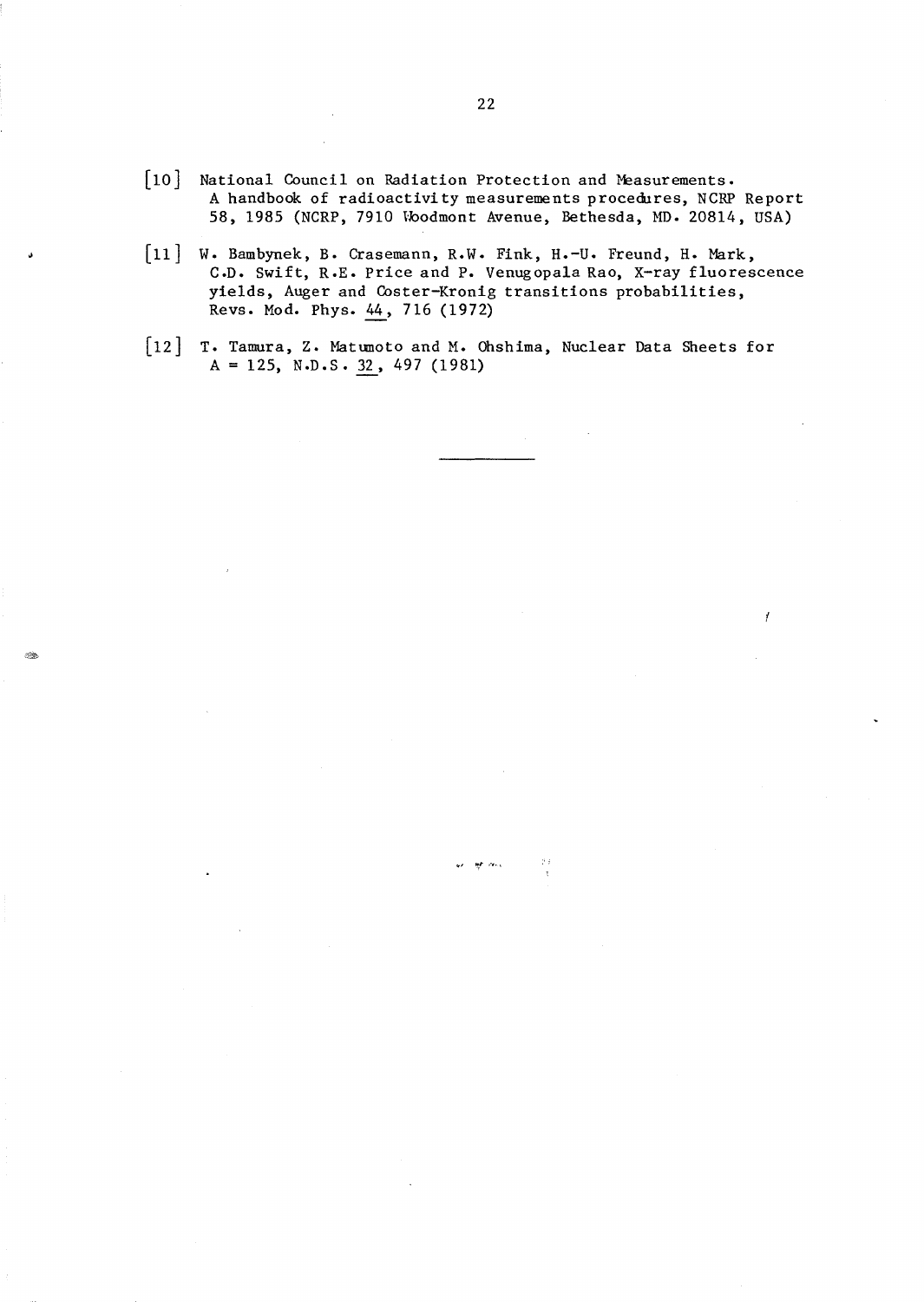[10] National Council on Radiation Protection and Measurements. A handbook of radioactivity measurements procedures, NCRP Report 58, 1985 (NCRP, 7910 Woodmont Avenue, Bethesda, MD. 20814, USA)

[11] W. Bambynek, B. Crasemann, R.W. Fink, H.-U. Freund, H. Mark, C.D. Swift, R.E. Price and P. Venugopala Rao, X-ray fluorescence yields, Auger and Coster-Kronig transitions probabilities, Revs. Mod. Phys. 44, 716 (1972)

[12] T. Tamura, Z. Matumoto and M. Ohshima, Nuclear Data Sheets for A = 125, N.D.S. 32, 497 (1981)

---